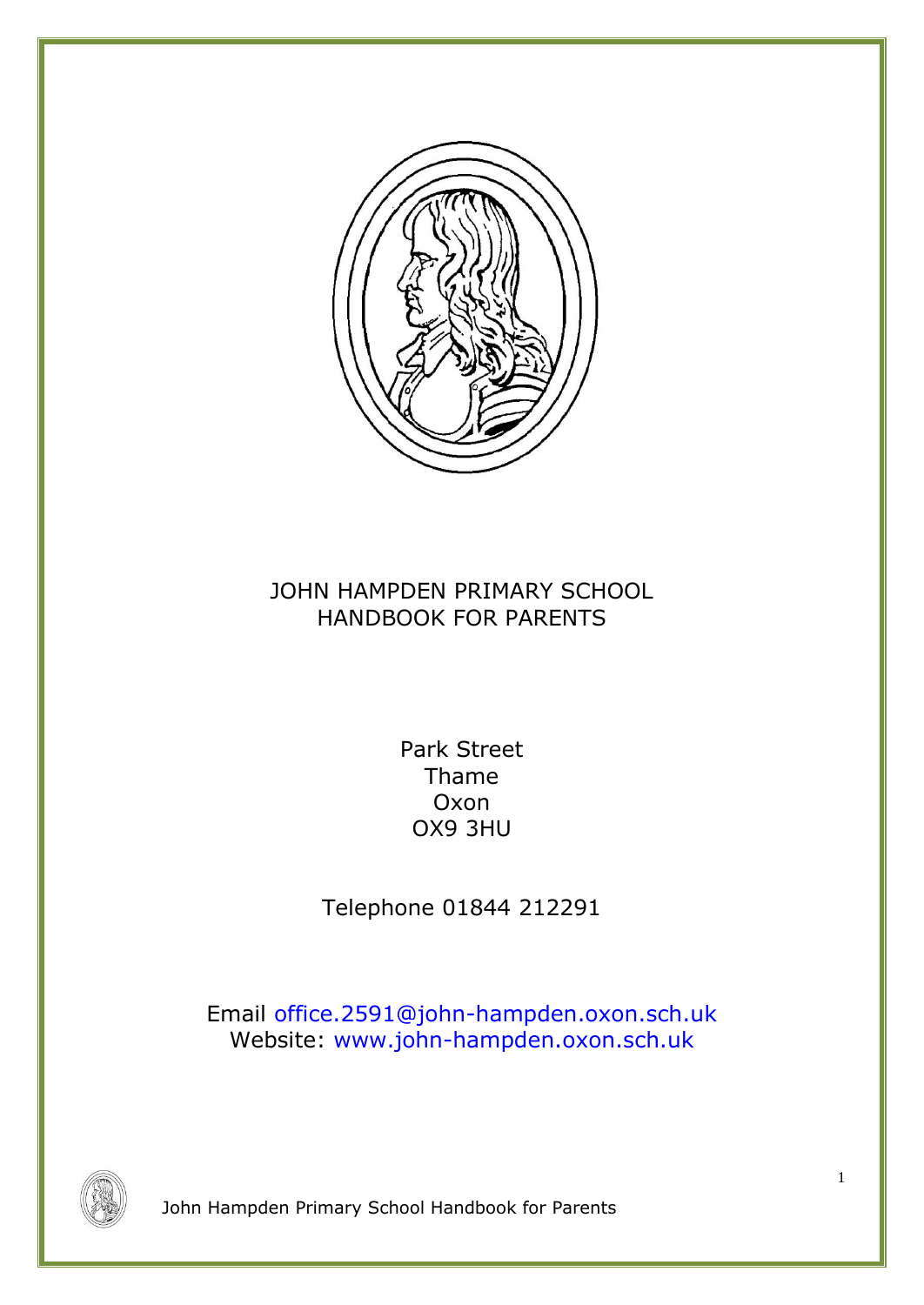# JOHN HAMPDEN PRIMARY SCHOOL
# HANDBOOK FOR PARENTS

Park Street
Thame
Oxon
OX9 3HU

Telephone 01844 212291

Email office.2591@john-hampden.oxon.sch.uk
Website: www.john-hampden.oxon.sch.uk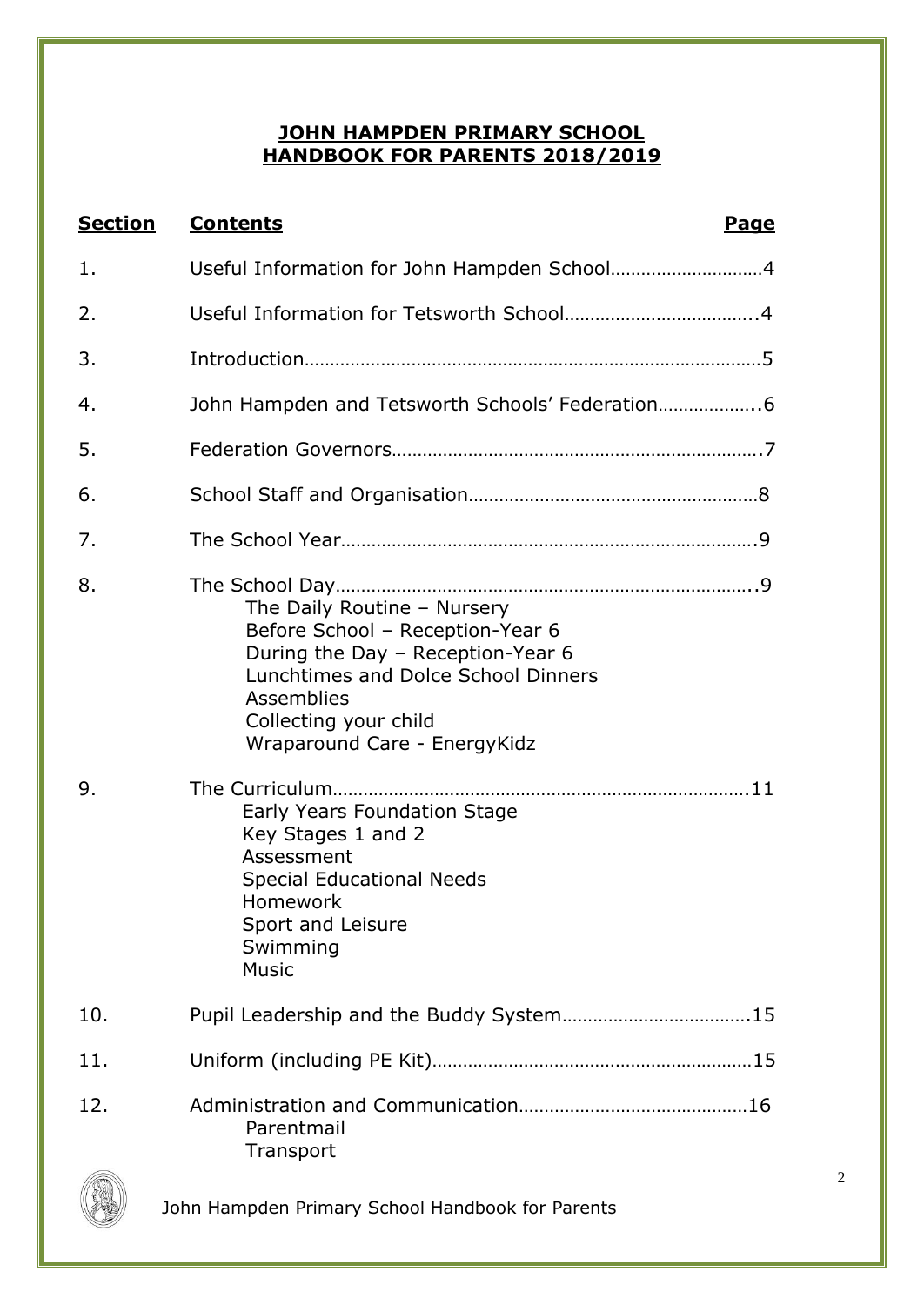# JOHN HAMPDEN PRIMARY SCHOOL
# HANDBOOK FOR PARENTS 2018/2019

| Section | Contents | Page |
|---|---|---|
| 1. | Useful Information for John Hampden School | 4 |
| 2. | Useful Information for Tetsworth School | 4 |
| 3. | Introduction | 5 |
| 4. | John Hampden and Tetsworth Schools' Federation | 6 |
| 5. | Federation Governors | 7 |
| 6. | School Staff and Organisation | 8 |
| 7. | The School Year | 9 |
| 8. | The School Day<br>The Daily Routine – Nursery<br>Before School – Reception-Year 6<br>During the Day – Reception-Year 6<br>Lunchtimes and Dolce School Dinners<br>Assemblies<br>Collecting your child<br>Wraparound Care - EnergyKidz | 9 |
| 9. | The Curriculum<br>Early Years Foundation Stage<br>Key Stages 1 and 2<br>Assessment<br>Special Educational Needs<br>Homework<br>Sport and Leisure<br>Swimming<br>Music | 11 |
| 10. | Pupil Leadership and the Buddy System | 15 |
| 11. | Uniform (including PE Kit) | 15 |
| 12. | Administration and Communication<br>Parentmail<br>Transport | 16 |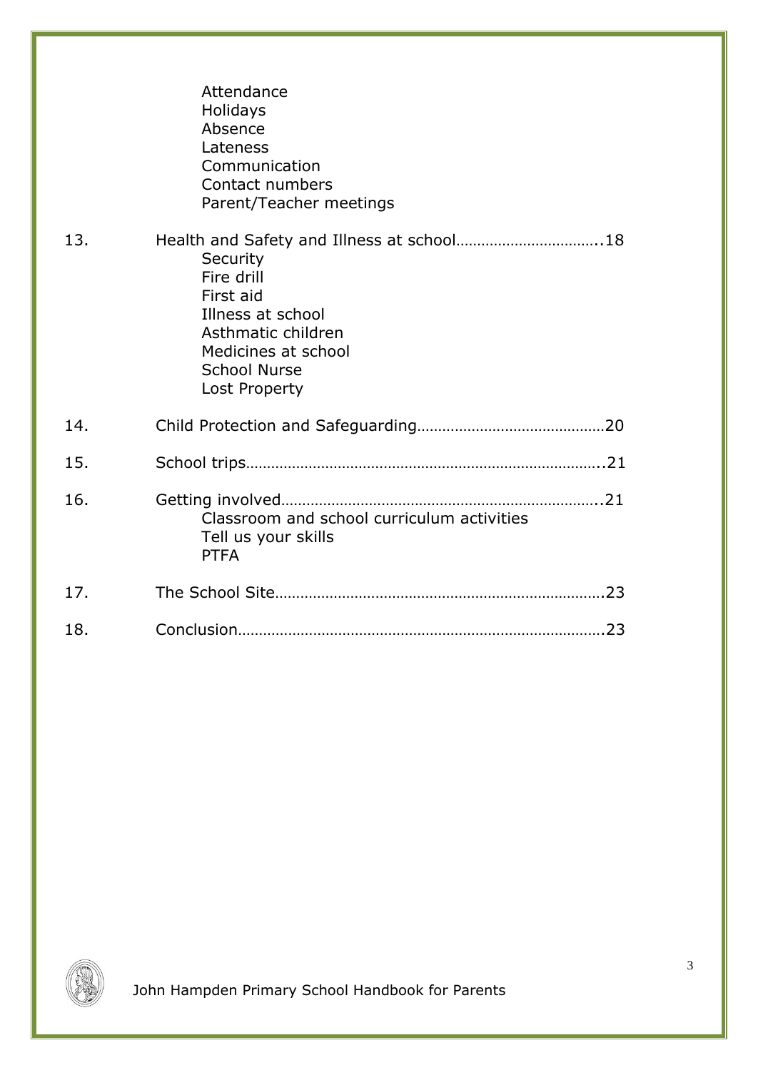Attendance
Holidays
Absence
Lateness
Communication
Contact numbers
Parent/Teacher meetings

13. Health and Safety and Illness at school……………………………..18
    - Security
    - Fire drill
    - First aid
    - Illness at school
    - Asthmatic children
    - Medicines at school
    - School Nurse
    - Lost Property

14. Child Protection and Safeguarding………………………………………20

15. School trips……………………………………………………………………..21

16. Getting involved……………………………………………………………..21
    - Classroom and school curriculum activities
    - Tell us your skills
    - PTFA

17. The School Site…………………………………………………………………23

18. Conclusion……………………………………………………………………….23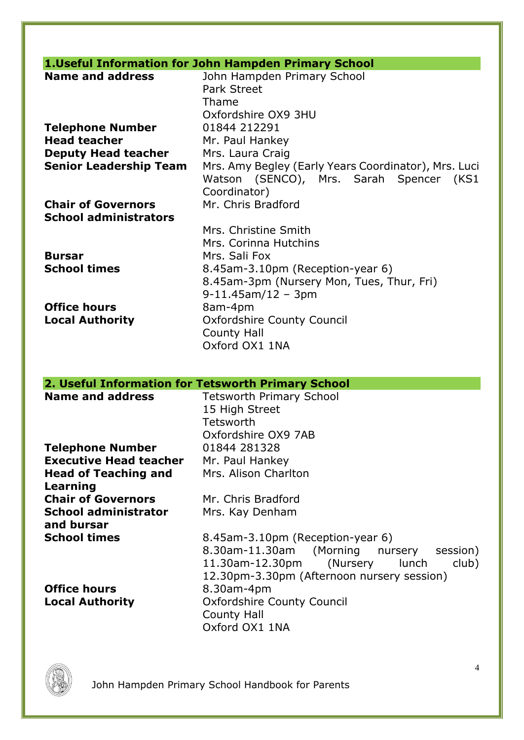## 1. Useful Information for John Hampden Primary School

| | |
|---|---|
| **Name and address** | John Hampden Primary School<br>Park Street<br>Thame<br>Oxfordshire OX9 3HU |
| **Telephone Number** | 01844 212291 |
| **Head teacher** | Mr. Paul Hankey |
| **Deputy Head teacher** | Mrs. Laura Craig |
| **Senior Leadership Team** | Mrs. Amy Begley (Early Years Coordinator), Mrs. Luci Watson (SENCO), Mrs. Sarah Spencer (KS1 Coordinator) |
| **Chair of Governors** | Mr. Chris Bradford |
| **School administrators** | Mrs. Christine Smith<br>Mrs. Corinna Hutchins |
| **Bursar** | Mrs. Sali Fox |
| **School times** | 8.45am-3.10pm (Reception-year 6)<br>8.45am-3pm (Nursery Mon, Tues, Thur, Fri)<br>9-11.45am/12 – 3pm |
| **Office hours** | 8am-4pm |
| **Local Authority** | Oxfordshire County Council<br>County Hall<br>Oxford OX1 1NA |

## 2. Useful Information for Tetsworth Primary School

| | |
|---|---|
| **Name and address** | Tetsworth Primary School<br>15 High Street<br>Tetsworth<br>Oxfordshire OX9 7AB |
| **Telephone Number** | 01844 281328 |
| **Executive Head teacher** | Mr. Paul Hankey |
| **Head of Teaching and Learning** | Mrs. Alison Charlton |
| **Chair of Governors** | Mr. Chris Bradford |
| **School administrator and bursar** | Mrs. Kay Denham |
| **School times** | 8.45am-3.10pm (Reception-year 6)<br>8.30am-11.30am (Morning nursery session)<br>11.30am-12.30pm (Nursery lunch club)<br>12.30pm-3.30pm (Afternoon nursery session) |
| **Office hours** | 8.30am-4pm |
| **Local Authority** | Oxfordshire County Council<br>County Hall<br>Oxford OX1 1NA |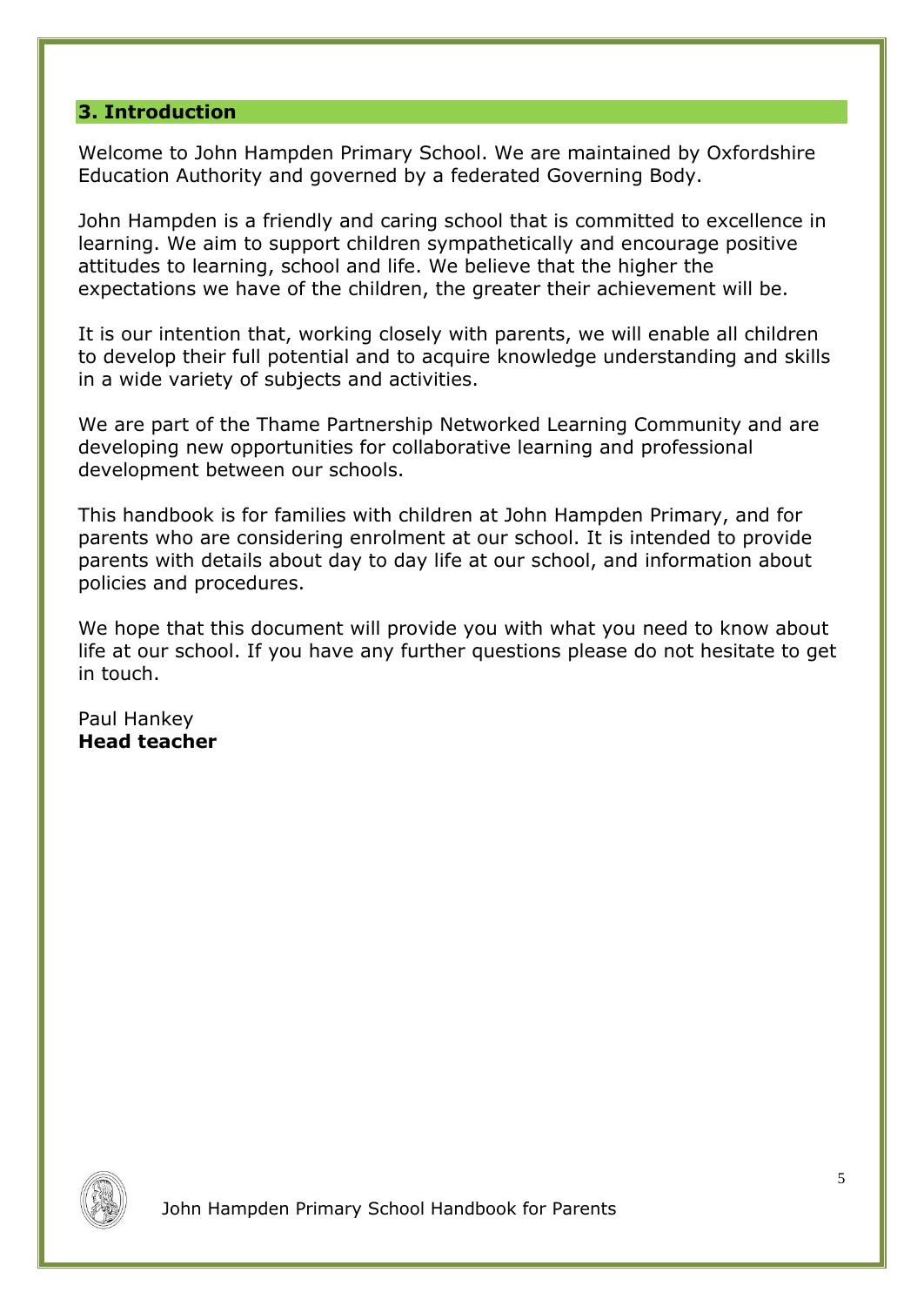## 3. Introduction

Welcome to John Hampden Primary School. We are maintained by Oxfordshire Education Authority and governed by a federated Governing Body.

John Hampden is a friendly and caring school that is committed to excellence in learning. We aim to support children sympathetically and encourage positive attitudes to learning, school and life. We believe that the higher the expectations we have of the children, the greater their achievement will be.

It is our intention that, working closely with parents, we will enable all children to develop their full potential and to acquire knowledge understanding and skills in a wide variety of subjects and activities.

We are part of the Thame Partnership Networked Learning Community and are developing new opportunities for collaborative learning and professional development between our schools.

This handbook is for families with children at John Hampden Primary, and for parents who are considering enrolment at our school. It is intended to provide parents with details about day to day life at our school, and information about policies and procedures.

We hope that this document will provide you with what you need to know about life at our school. If you have any further questions please do not hesitate to get in touch.

Paul Hankey
**Head teacher**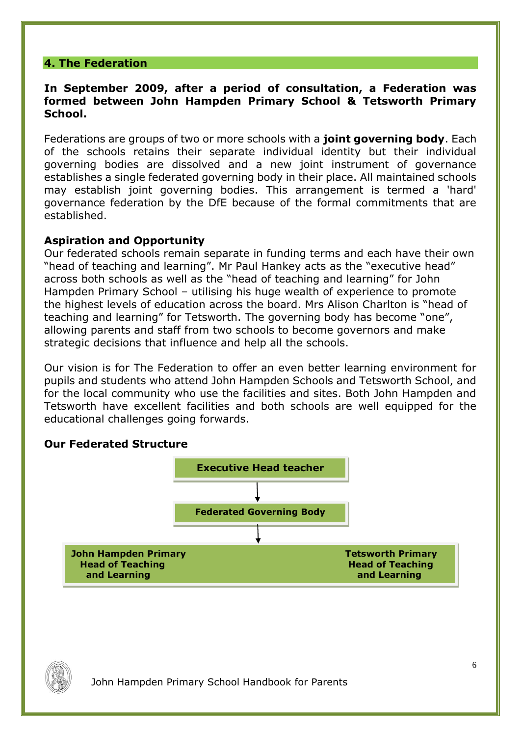## 4. The Federation

**In September 2009, after a period of consultation, a Federation was formed between John Hampden Primary School & Tetsworth Primary School.**

Federations are groups of two or more schools with a **joint governing body**. Each of the schools retains their separate individual identity but their individual governing bodies are dissolved and a new joint instrument of governance establishes a single federated governing body in their place. All maintained schools may establish joint governing bodies. This arrangement is termed a 'hard' governance federation by the DfE because of the formal commitments that are established.

### Aspiration and Opportunity

Our federated schools remain separate in funding terms and each have their own "head of teaching and learning". Mr Paul Hankey acts as the "executive head" across both schools as well as the "head of teaching and learning" for John Hampden Primary School – utilising his huge wealth of experience to promote the highest levels of education across the board. Mrs Alison Charlton is "head of teaching and learning" for Tetsworth. The governing body has become "one", allowing parents and staff from two schools to become governors and make strategic decisions that influence and help all the schools.

Our vision is for The Federation to offer an even better learning environment for pupils and students who attend John Hampden Schools and Tetsworth School, and for the local community who use the facilities and sites. Both John Hampden and Tetsworth have excellent facilities and both schools are well equipped for the educational challenges going forwards.

### Our Federated Structure

**Executive Head teacher**

↓

**Federated Governing Body**

↓

| **John Hampden Primary Head of Teaching and Learning** | **Tetsworth Primary Head of Teaching and Learning** |
|---|---|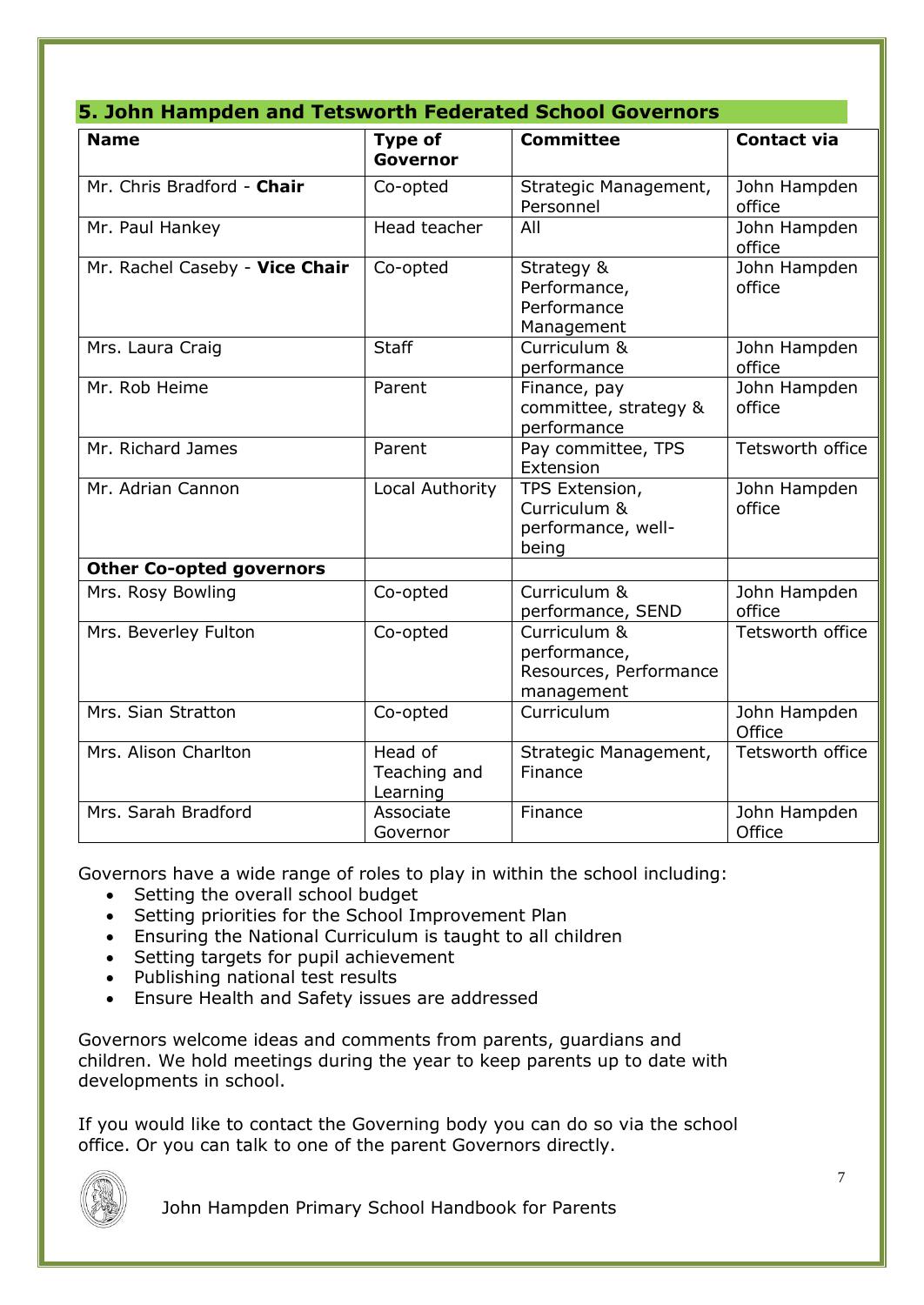## 5. John Hampden and Tetsworth Federated School Governors

| Name | Type of Governor | Committee | Contact via |
| --- | --- | --- | --- |
| Mr. Chris Bradford - **Chair** | Co-opted | Strategic Management, Personnel | John Hampden office |
| Mr. Paul Hankey | Head teacher | All | John Hampden office |
| Mr. Rachel Caseby - **Vice Chair** | Co-opted | Strategy & Performance, Performance Management | John Hampden office |
| Mrs. Laura Craig | Staff | Curriculum & performance | John Hampden office |
| Mr. Rob Heime | Parent | Finance, pay committee, strategy & performance | John Hampden office |
| Mr. Richard James | Parent | Pay committee, TPS Extension | Tetsworth office |
| Mr. Adrian Cannon | Local Authority | TPS Extension, Curriculum & performance, well-being | John Hampden office |
| **Other Co-opted governors** | | | |
| Mrs. Rosy Bowling | Co-opted | Curriculum & performance, SEND | John Hampden office |
| Mrs. Beverley Fulton | Co-opted | Curriculum & performance, Resources, Performance management | Tetsworth office |
| Mrs. Sian Stratton | Co-opted | Curriculum | John Hampden Office |
| Mrs. Alison Charlton | Head of Teaching and Learning | Strategic Management, Finance | Tetsworth office |
| Mrs. Sarah Bradford | Associate Governor | Finance | John Hampden Office |

Governors have a wide range of roles to play in within the school including:

- Setting the overall school budget
- Setting priorities for the School Improvement Plan
- Ensuring the National Curriculum is taught to all children
- Setting targets for pupil achievement
- Publishing national test results
- Ensure Health and Safety issues are addressed

Governors welcome ideas and comments from parents, guardians and children. We hold meetings during the year to keep parents up to date with developments in school.

If you would like to contact the Governing body you can do so via the school office. Or you can talk to one of the parent Governors directly.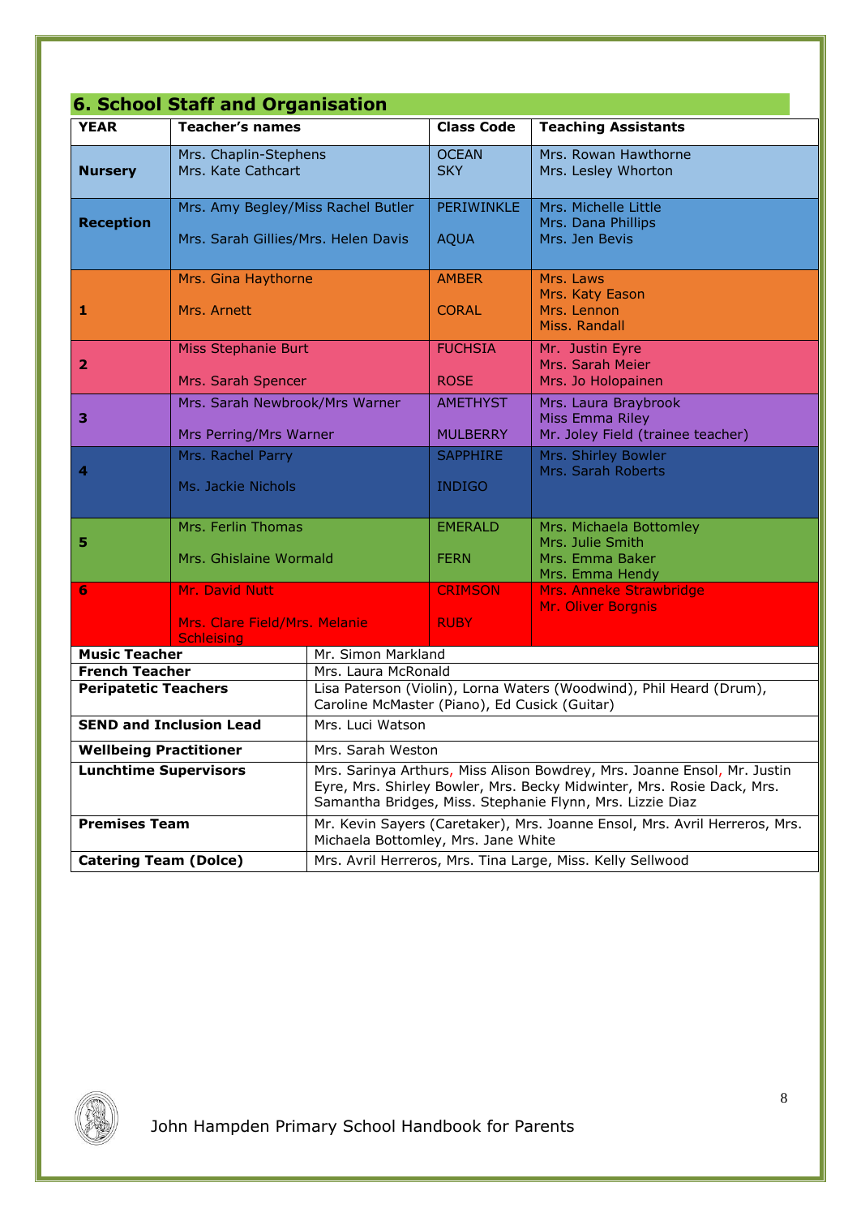## 6. School Staff and Organisation

| YEAR | Teacher's names | Class Code | Teaching Assistants |
|---|---|---|---|
| Nursery | Mrs. Chaplin-Stephens<br>Mrs. Kate Cathcart | OCEAN<br>SKY | Mrs. Rowan Hawthorne<br>Mrs. Lesley Whorton |
| Reception | Mrs. Amy Begley/Miss Rachel Butler<br>Mrs. Sarah Gillies/Mrs. Helen Davis | PERIWINKLE<br>AQUA | Mrs. Michelle Little<br>Mrs. Dana Phillips<br>Mrs. Jen Bevis |
| 1 | Mrs. Gina Haythorne<br>Mrs. Arnett | AMBER<br>CORAL | Mrs. Laws<br>Mrs. Katy Eason<br>Mrs. Lennon<br>Miss. Randall |
| 2 | Miss Stephanie Burt<br>Mrs. Sarah Spencer | FUCHSIA<br>ROSE | Mr. Justin Eyre<br>Mrs. Sarah Meier<br>Mrs. Jo Holopainen |
| 3 | Mrs. Sarah Newbrook/Mrs Warner<br>Mrs Perring/Mrs Warner | AMETHYST<br>MULBERRY | Mrs. Laura Braybrook<br>Miss Emma Riley<br>Mr. Joley Field (trainee teacher) |
| 4 | Mrs. Rachel Parry<br>Ms. Jackie Nichols | SAPPHIRE<br>INDIGO | Mrs. Shirley Bowler<br>Mrs. Sarah Roberts |
| 5 | Mrs. Ferlin Thomas<br>Mrs. Ghislaine Wormald | EMERALD<br>FERN | Mrs. Michaela Bottomley<br>Mrs. Julie Smith<br>Mrs. Emma Baker<br>Mrs. Emma Hendy |
| 6 | Mr. David Nutt<br>Mrs. Clare Field/Mrs. Melanie Schleising | CRIMSON<br>RUBY | Mrs. Anneke Strawbridge<br>Mr. Oliver Borgnis |

| | |
|---|---|
| **Music Teacher** | Mr. Simon Markland |
| **French Teacher** | Mrs. Laura McRonald |
| **Peripatetic Teachers** | Lisa Paterson (Violin), Lorna Waters (Woodwind), Phil Heard (Drum), Caroline McMaster (Piano), Ed Cusick (Guitar) |
| **SEND and Inclusion Lead** | Mrs. Luci Watson |
| **Wellbeing Practitioner** | Mrs. Sarah Weston |
| **Lunchtime Supervisors** | Mrs. Sarinya Arthurs, Miss Alison Bowdrey, Mrs. Joanne Ensol, Mr. Justin Eyre, Mrs. Shirley Bowler, Mrs. Becky Midwinter, Mrs. Rosie Dack, Mrs. Samantha Bridges, Miss. Stephanie Flynn, Mrs. Lizzie Diaz |
| **Premises Team** | Mr. Kevin Sayers (Caretaker), Mrs. Joanne Ensol, Mrs. Avril Herreros, Mrs. Michaela Bottomley, Mrs. Jane White |
| **Catering Team (Dolce)** | Mrs. Avril Herreros, Mrs. Tina Large, Miss. Kelly Sellwood |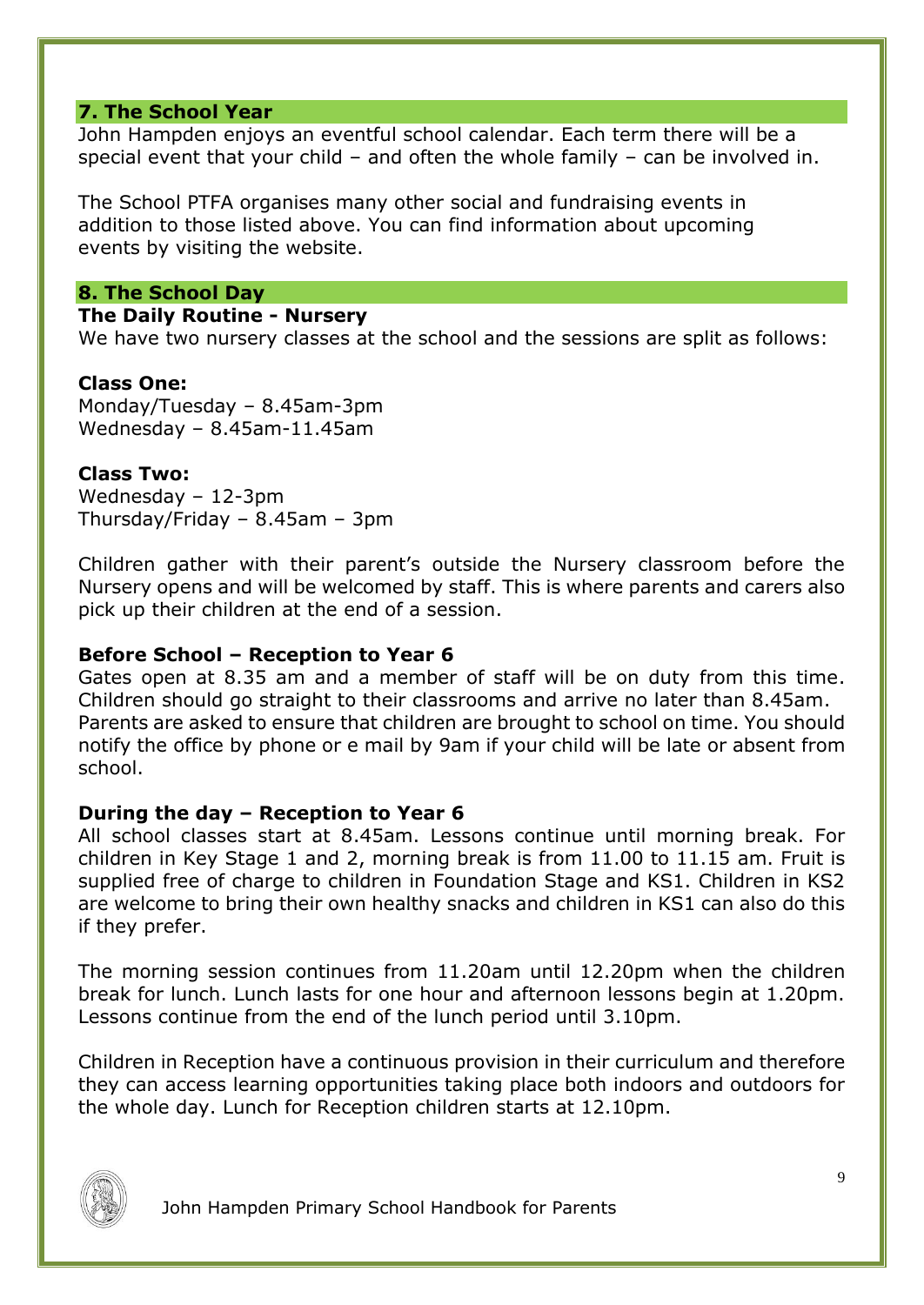## 7. The School Year

John Hampden enjoys an eventful school calendar. Each term there will be a special event that your child – and often the whole family – can be involved in.

The School PTFA organises many other social and fundraising events in addition to those listed above. You can find information about upcoming events by visiting the website.

## 8. The School Day

**The Daily Routine - Nursery**

We have two nursery classes at the school and the sessions are split as follows:

**Class One:**

Monday/Tuesday – 8.45am-3pm
Wednesday – 8.45am-11.45am

**Class Two:**

Wednesday – 12-3pm
Thursday/Friday – 8.45am – 3pm

Children gather with their parent's outside the Nursery classroom before the Nursery opens and will be welcomed by staff. This is where parents and carers also pick up their children at the end of a session.

**Before School – Reception to Year 6**

Gates open at 8.35 am and a member of staff will be on duty from this time. Children should go straight to their classrooms and arrive no later than 8.45am. Parents are asked to ensure that children are brought to school on time. You should notify the office by phone or e mail by 9am if your child will be late or absent from school.

**During the day – Reception to Year 6**

All school classes start at 8.45am. Lessons continue until morning break. For children in Key Stage 1 and 2, morning break is from 11.00 to 11.15 am. Fruit is supplied free of charge to children in Foundation Stage and KS1. Children in KS2 are welcome to bring their own healthy snacks and children in KS1 can also do this if they prefer.

The morning session continues from 11.20am until 12.20pm when the children break for lunch. Lunch lasts for one hour and afternoon lessons begin at 1.20pm. Lessons continue from the end of the lunch period until 3.10pm.

Children in Reception have a continuous provision in their curriculum and therefore they can access learning opportunities taking place both indoors and outdoors for the whole day. Lunch for Reception children starts at 12.10pm.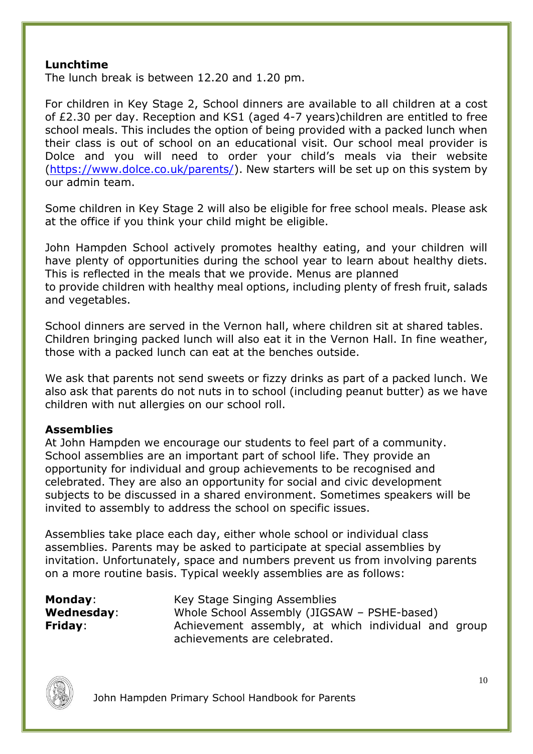**Lunchtime**

The lunch break is between 12.20 and 1.20 pm.

For children in Key Stage 2, School dinners are available to all children at a cost of £2.30 per day. Reception and KS1 (aged 4-7 years)children are entitled to free school meals. This includes the option of being provided with a packed lunch when their class is out of school on an educational visit. Our school meal provider is Dolce and you will need to order your child's meals via their website ([https://www.dolce.co.uk/parents/](https://www.dolce.co.uk/parents/)). New starters will be set up on this system by our admin team.

Some children in Key Stage 2 will also be eligible for free school meals. Please ask at the office if you think your child might be eligible.

John Hampden School actively promotes healthy eating, and your children will have plenty of opportunities during the school year to learn about healthy diets. This is reflected in the meals that we provide. Menus are planned to provide children with healthy meal options, including plenty of fresh fruit, salads and vegetables.

School dinners are served in the Vernon hall, where children sit at shared tables. Children bringing packed lunch will also eat it in the Vernon Hall. In fine weather, those with a packed lunch can eat at the benches outside.

We ask that parents not send sweets or fizzy drinks as part of a packed lunch. We also ask that parents do not nuts in to school (including peanut butter) as we have children with nut allergies on our school roll.

**Assemblies**

At John Hampden we encourage our students to feel part of a community. School assemblies are an important part of school life. They provide an opportunity for individual and group achievements to be recognised and celebrated. They are also an opportunity for social and civic development subjects to be discussed in a shared environment. Sometimes speakers will be invited to assembly to address the school on specific issues.

Assemblies take place each day, either whole school or individual class assemblies. Parents may be asked to participate at special assemblies by invitation. Unfortunately, space and numbers prevent us from involving parents on a more routine basis. Typical weekly assemblies are as follows:

| | |
|---|---|
| **Monday**: | Key Stage Singing Assemblies |
| **Wednesday**: | Whole School Assembly (JIGSAW – PSHE-based) |
| **Friday**: | Achievement assembly, at which individual and group achievements are celebrated. |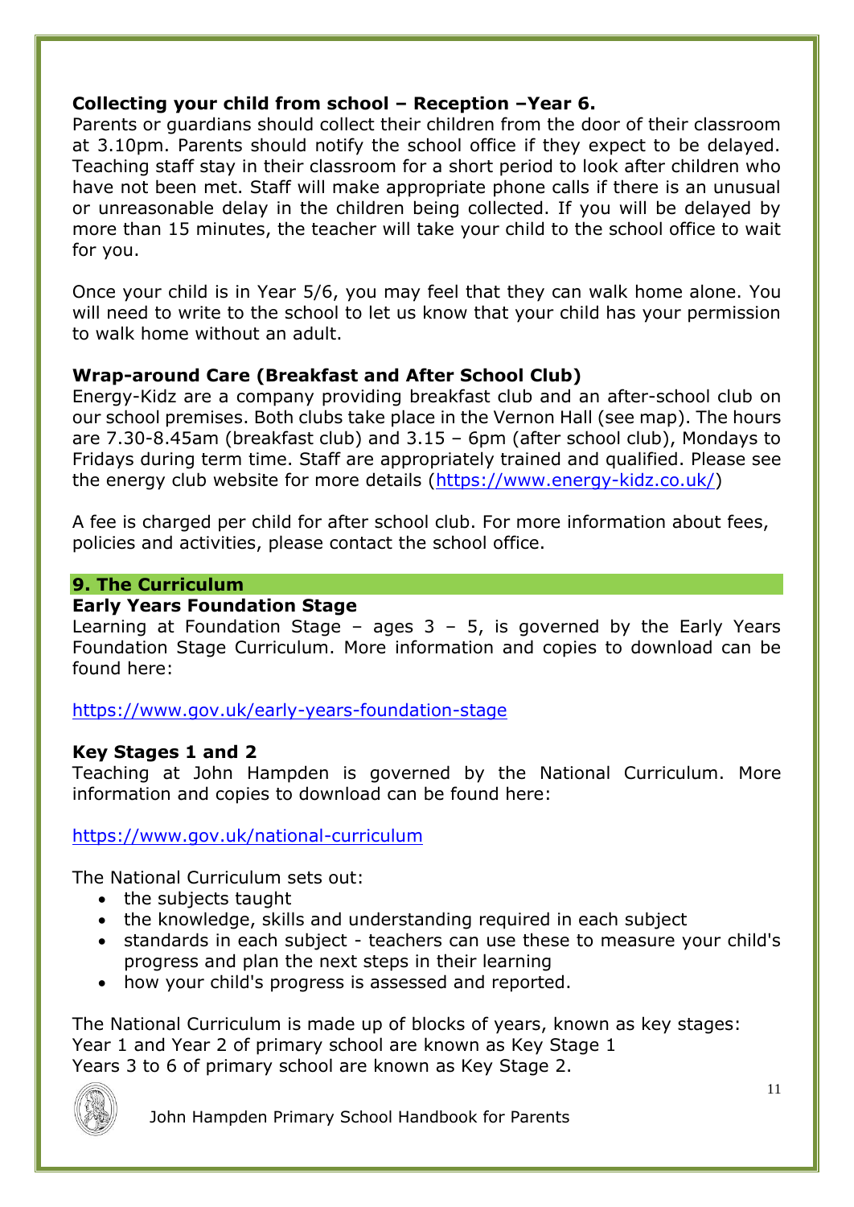**Collecting your child from school – Reception –Year 6.**

Parents or guardians should collect their children from the door of their classroom at 3.10pm. Parents should notify the school office if they expect to be delayed. Teaching staff stay in their classroom for a short period to look after children who have not been met. Staff will make appropriate phone calls if there is an unusual or unreasonable delay in the children being collected. If you will be delayed by more than 15 minutes, the teacher will take your child to the school office to wait for you.

Once your child is in Year 5/6, you may feel that they can walk home alone. You will need to write to the school to let us know that your child has your permission to walk home without an adult.

**Wrap-around Care (Breakfast and After School Club)**

Energy-Kidz are a company providing breakfast club and an after-school club on our school premises. Both clubs take place in the Vernon Hall (see map). The hours are 7.30-8.45am (breakfast club) and 3.15 – 6pm (after school club), Mondays to Fridays during term time. Staff are appropriately trained and qualified. Please see the energy club website for more details (https://www.energy-kidz.co.uk/)

A fee is charged per child for after school club. For more information about fees, policies and activities, please contact the school office.

## 9. The Curriculum

**Early Years Foundation Stage**

Learning at Foundation Stage – ages 3 – 5, is governed by the Early Years Foundation Stage Curriculum. More information and copies to download can be found here:

https://www.gov.uk/early-years-foundation-stage

**Key Stages 1 and 2**

Teaching at John Hampden is governed by the National Curriculum. More information and copies to download can be found here:

https://www.gov.uk/national-curriculum

The National Curriculum sets out:

- the subjects taught
- the knowledge, skills and understanding required in each subject
- standards in each subject - teachers can use these to measure your child's progress and plan the next steps in their learning
- how your child's progress is assessed and reported.

The National Curriculum is made up of blocks of years, known as key stages:
Year 1 and Year 2 of primary school are known as Key Stage 1
Years 3 to 6 of primary school are known as Key Stage 2.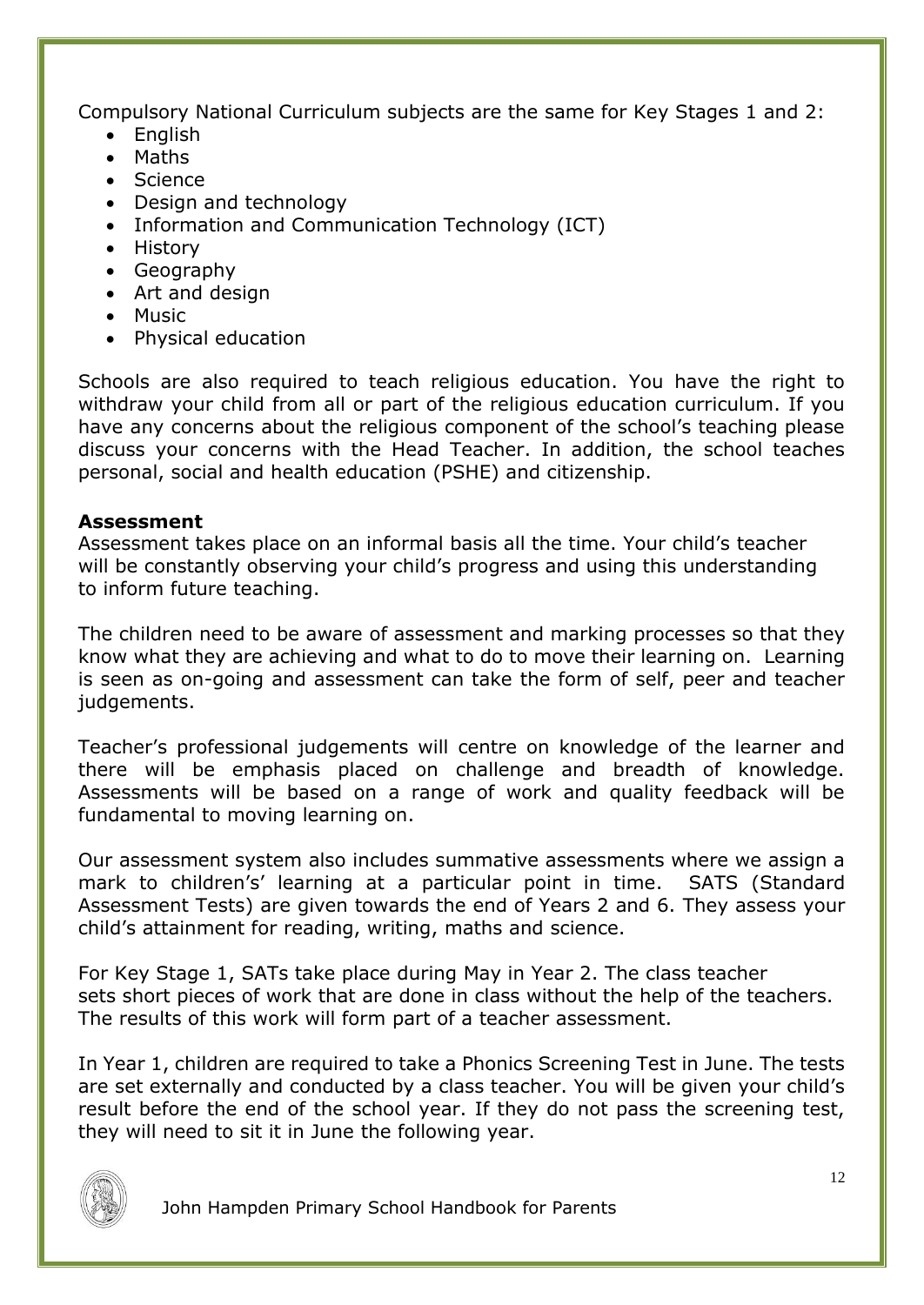Compulsory National Curriculum subjects are the same for Key Stages 1 and 2:

- English
- Maths
- Science
- Design and technology
- Information and Communication Technology (ICT)
- History
- Geography
- Art and design
- Music
- Physical education

Schools are also required to teach religious education. You have the right to withdraw your child from all or part of the religious education curriculum. If you have any concerns about the religious component of the school's teaching please discuss your concerns with the Head Teacher. In addition, the school teaches personal, social and health education (PSHE) and citizenship.

**Assessment**

Assessment takes place on an informal basis all the time. Your child's teacher will be constantly observing your child's progress and using this understanding to inform future teaching.

The children need to be aware of assessment and marking processes so that they know what they are achieving and what to do to move their learning on. Learning is seen as on-going and assessment can take the form of self, peer and teacher judgements.

Teacher's professional judgements will centre on knowledge of the learner and there will be emphasis placed on challenge and breadth of knowledge. Assessments will be based on a range of work and quality feedback will be fundamental to moving learning on.

Our assessment system also includes summative assessments where we assign a mark to children's' learning at a particular point in time. SATS (Standard Assessment Tests) are given towards the end of Years 2 and 6. They assess your child's attainment for reading, writing, maths and science.

For Key Stage 1, SATs take place during May in Year 2. The class teacher sets short pieces of work that are done in class without the help of the teachers. The results of this work will form part of a teacher assessment.

In Year 1, children are required to take a Phonics Screening Test in June. The tests are set externally and conducted by a class teacher. You will be given your child's result before the end of the school year. If they do not pass the screening test, they will need to sit it in June the following year.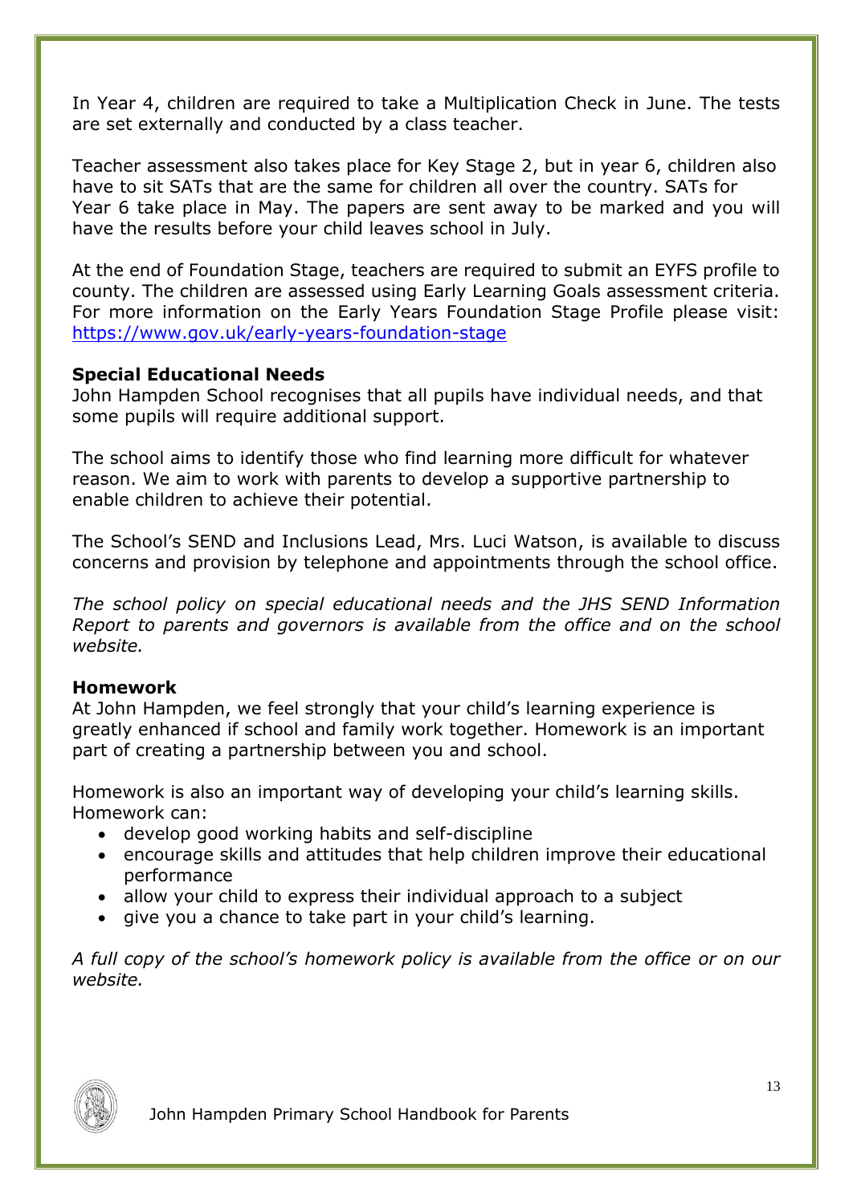In Year 4, children are required to take a Multiplication Check in June. The tests are set externally and conducted by a class teacher.

Teacher assessment also takes place for Key Stage 2, but in year 6, children also have to sit SATs that are the same for children all over the country. SATs for Year 6 take place in May. The papers are sent away to be marked and you will have the results before your child leaves school in July.

At the end of Foundation Stage, teachers are required to submit an EYFS profile to county. The children are assessed using Early Learning Goals assessment criteria. For more information on the Early Years Foundation Stage Profile please visit: [https://www.gov.uk/early-years-foundation-stage](https://www.gov.uk/early-years-foundation-stage)

### Special Educational Needs

John Hampden School recognises that all pupils have individual needs, and that some pupils will require additional support.

The school aims to identify those who find learning more difficult for whatever reason. We aim to work with parents to develop a supportive partnership to enable children to achieve their potential.

The School's SEND and Inclusions Lead, Mrs. Luci Watson, is available to discuss concerns and provision by telephone and appointments through the school office.

*The school policy on special educational needs and the JHS SEND Information Report to parents and governors is available from the office and on the school website.*

### Homework

At John Hampden, we feel strongly that your child's learning experience is greatly enhanced if school and family work together. Homework is an important part of creating a partnership between you and school.

Homework is also an important way of developing your child's learning skills. Homework can:

- develop good working habits and self-discipline
- encourage skills and attitudes that help children improve their educational performance
- allow your child to express their individual approach to a subject
- give you a chance to take part in your child's learning.

*A full copy of the school's homework policy is available from the office or on our website.*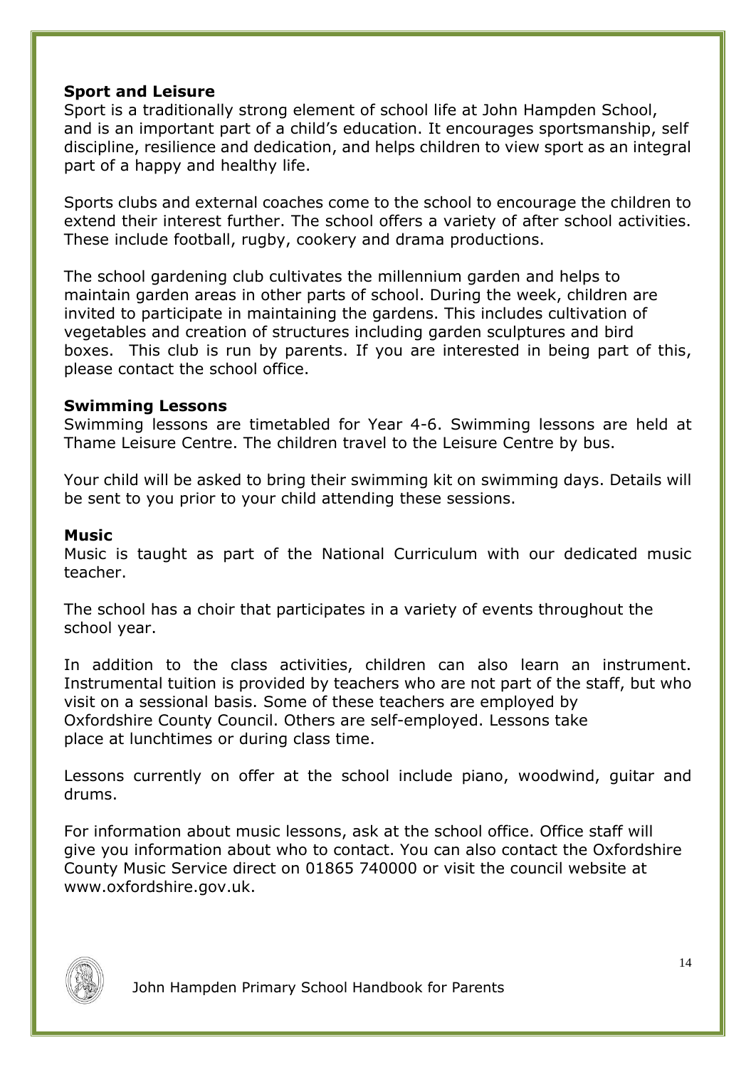**Sport and Leisure**

Sport is a traditionally strong element of school life at John Hampden School, and is an important part of a child's education. It encourages sportsmanship, self discipline, resilience and dedication, and helps children to view sport as an integral part of a happy and healthy life.

Sports clubs and external coaches come to the school to encourage the children to extend their interest further. The school offers a variety of after school activities. These include football, rugby, cookery and drama productions.

The school gardening club cultivates the millennium garden and helps to maintain garden areas in other parts of school. During the week, children are invited to participate in maintaining the gardens. This includes cultivation of vegetables and creation of structures including garden sculptures and bird boxes. This club is run by parents. If you are interested in being part of this, please contact the school office.

**Swimming Lessons**

Swimming lessons are timetabled for Year 4-6. Swimming lessons are held at Thame Leisure Centre. The children travel to the Leisure Centre by bus.

Your child will be asked to bring their swimming kit on swimming days. Details will be sent to you prior to your child attending these sessions.

**Music**

Music is taught as part of the National Curriculum with our dedicated music teacher.

The school has a choir that participates in a variety of events throughout the school year.

In addition to the class activities, children can also learn an instrument. Instrumental tuition is provided by teachers who are not part of the staff, but who visit on a sessional basis. Some of these teachers are employed by Oxfordshire County Council. Others are self-employed. Lessons take place at lunchtimes or during class time.

Lessons currently on offer at the school include piano, woodwind, guitar and drums.

For information about music lessons, ask at the school office. Office staff will give you information about who to contact. You can also contact the Oxfordshire County Music Service direct on 01865 740000 or visit the council website at www.oxfordshire.gov.uk.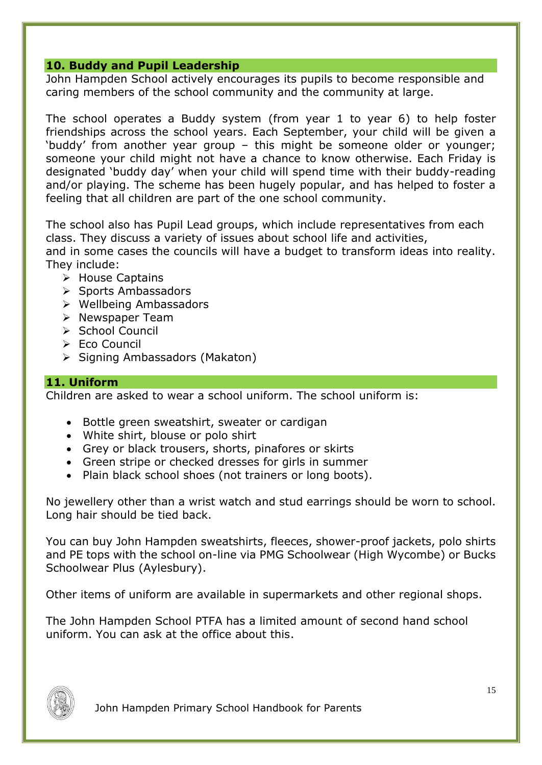## 10. Buddy and Pupil Leadership

John Hampden School actively encourages its pupils to become responsible and caring members of the school community and the community at large.

The school operates a Buddy system (from year 1 to year 6) to help foster friendships across the school years. Each September, your child will be given a 'buddy' from another year group – this might be someone older or younger; someone your child might not have a chance to know otherwise. Each Friday is designated 'buddy day' when your child will spend time with their buddy-reading and/or playing. The scheme has been hugely popular, and has helped to foster a feeling that all children are part of the one school community.

The school also has Pupil Lead groups, which include representatives from each class. They discuss a variety of issues about school life and activities, and in some cases the councils will have a budget to transform ideas into reality. They include:

- House Captains
- Sports Ambassadors
- Wellbeing Ambassadors
- Newspaper Team
- School Council
- Eco Council
- Signing Ambassadors (Makaton)

## 11. Uniform

Children are asked to wear a school uniform. The school uniform is:

- Bottle green sweatshirt, sweater or cardigan
- White shirt, blouse or polo shirt
- Grey or black trousers, shorts, pinafores or skirts
- Green stripe or checked dresses for girls in summer
- Plain black school shoes (not trainers or long boots).

No jewellery other than a wrist watch and stud earrings should be worn to school. Long hair should be tied back.

You can buy John Hampden sweatshirts, fleeces, shower-proof jackets, polo shirts and PE tops with the school on-line via PMG Schoolwear (High Wycombe) or Bucks Schoolwear Plus (Aylesbury).

Other items of uniform are available in supermarkets and other regional shops.

The John Hampden School PTFA has a limited amount of second hand school uniform. You can ask at the office about this.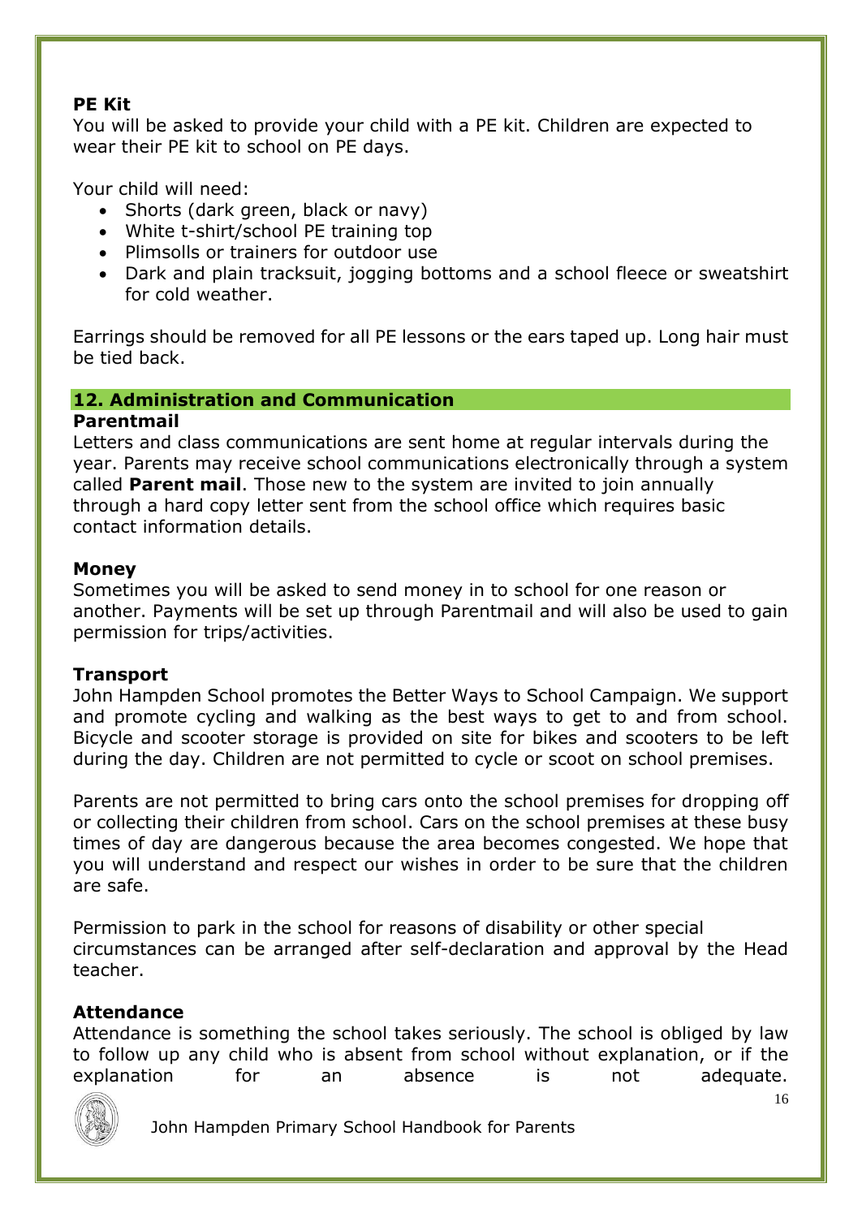**PE Kit**

You will be asked to provide your child with a PE kit. Children are expected to wear their PE kit to school on PE days.

Your child will need:

- Shorts (dark green, black or navy)
- White t-shirt/school PE training top
- Plimsolls or trainers for outdoor use
- Dark and plain tracksuit, jogging bottoms and a school fleece or sweatshirt for cold weather.

Earrings should be removed for all PE lessons or the ears taped up. Long hair must be tied back.

## 12. Administration and Communication

**Parentmail**

Letters and class communications are sent home at regular intervals during the year. Parents may receive school communications electronically through a system called **Parent mail**. Those new to the system are invited to join annually through a hard copy letter sent from the school office which requires basic contact information details.

**Money**

Sometimes you will be asked to send money in to school for one reason or another. Payments will be set up through Parentmail and will also be used to gain permission for trips/activities.

**Transport**

John Hampden School promotes the Better Ways to School Campaign. We support and promote cycling and walking as the best ways to get to and from school. Bicycle and scooter storage is provided on site for bikes and scooters to be left during the day. Children are not permitted to cycle or scoot on school premises.

Parents are not permitted to bring cars onto the school premises for dropping off or collecting their children from school. Cars on the school premises at these busy times of day are dangerous because the area becomes congested. We hope that you will understand and respect our wishes in order to be sure that the children are safe.

Permission to park in the school for reasons of disability or other special circumstances can be arranged after self-declaration and approval by the Head teacher.

**Attendance**

Attendance is something the school takes seriously. The school is obliged by law to follow up any child who is absent from school without explanation, or if the explanation for an absence is not adequate.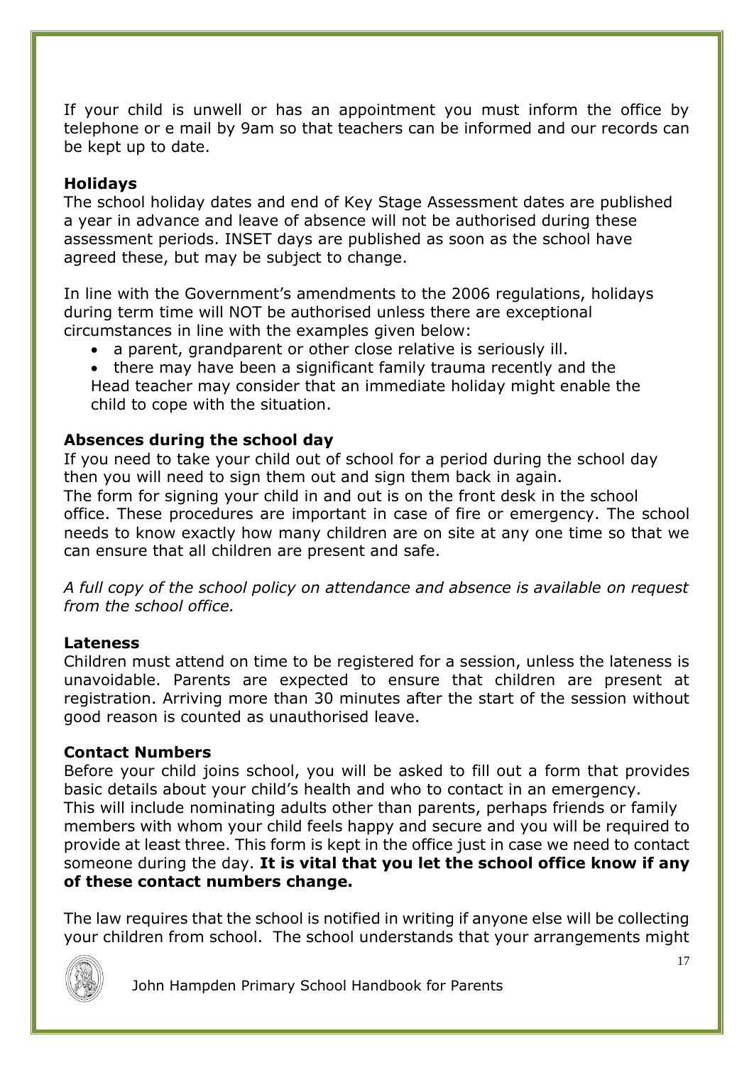If your child is unwell or has an appointment you must inform the office by telephone or e mail by 9am so that teachers can be informed and our records can be kept up to date.

### Holidays

The school holiday dates and end of Key Stage Assessment dates are published a year in advance and leave of absence will not be authorised during these assessment periods. INSET days are published as soon as the school have agreed these, but may be subject to change.

In line with the Government's amendments to the 2006 regulations, holidays during term time will NOT be authorised unless there are exceptional circumstances in line with the examples given below:

- a parent, grandparent or other close relative is seriously ill.
- there may have been a significant family trauma recently and the Head teacher may consider that an immediate holiday might enable the child to cope with the situation.

### Absences during the school day

If you need to take your child out of school for a period during the school day then you will need to sign them out and sign them back in again.
The form for signing your child in and out is on the front desk in the school office. These procedures are important in case of fire or emergency. The school needs to know exactly how many children are on site at any one time so that we can ensure that all children are present and safe.

*A full copy of the school policy on attendance and absence is available on request from the school office.*

### Lateness

Children must attend on time to be registered for a session, unless the lateness is unavoidable. Parents are expected to ensure that children are present at registration. Arriving more than 30 minutes after the start of the session without good reason is counted as unauthorised leave.

### Contact Numbers

Before your child joins school, you will be asked to fill out a form that provides basic details about your child's health and who to contact in an emergency.
This will include nominating adults other than parents, perhaps friends or family members with whom your child feels happy and secure and you will be required to provide at least three. This form is kept in the office just in case we need to contact someone during the day. **It is vital that you let the school office know if any of these contact numbers change.**

The law requires that the school is notified in writing if anyone else will be collecting your children from school. The school understands that your arrangements might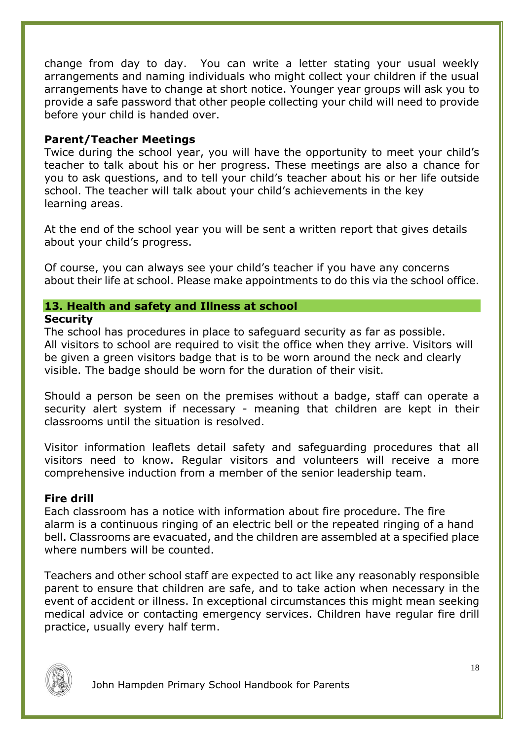change from day to day. You can write a letter stating your usual weekly arrangements and naming individuals who might collect your children if the usual arrangements have to change at short notice. Younger year groups will ask you to provide a safe password that other people collecting your child will need to provide before your child is handed over.

**Parent/Teacher Meetings**

Twice during the school year, you will have the opportunity to meet your child's teacher to talk about his or her progress. These meetings are also a chance for you to ask questions, and to tell your child's teacher about his or her life outside school. The teacher will talk about your child's achievements in the key learning areas.

At the end of the school year you will be sent a written report that gives details about your child's progress.

Of course, you can always see your child's teacher if you have any concerns about their life at school. Please make appointments to do this via the school office.

## 13. Health and safety and Illness at school

**Security**

The school has procedures in place to safeguard security as far as possible. All visitors to school are required to visit the office when they arrive. Visitors will be given a green visitors badge that is to be worn around the neck and clearly visible. The badge should be worn for the duration of their visit.

Should a person be seen on the premises without a badge, staff can operate a security alert system if necessary - meaning that children are kept in their classrooms until the situation is resolved.

Visitor information leaflets detail safety and safeguarding procedures that all visitors need to know. Regular visitors and volunteers will receive a more comprehensive induction from a member of the senior leadership team.

**Fire drill**

Each classroom has a notice with information about fire procedure. The fire alarm is a continuous ringing of an electric bell or the repeated ringing of a hand bell. Classrooms are evacuated, and the children are assembled at a specified place where numbers will be counted.

Teachers and other school staff are expected to act like any reasonably responsible parent to ensure that children are safe, and to take action when necessary in the event of accident or illness. In exceptional circumstances this might mean seeking medical advice or contacting emergency services. Children have regular fire drill practice, usually every half term.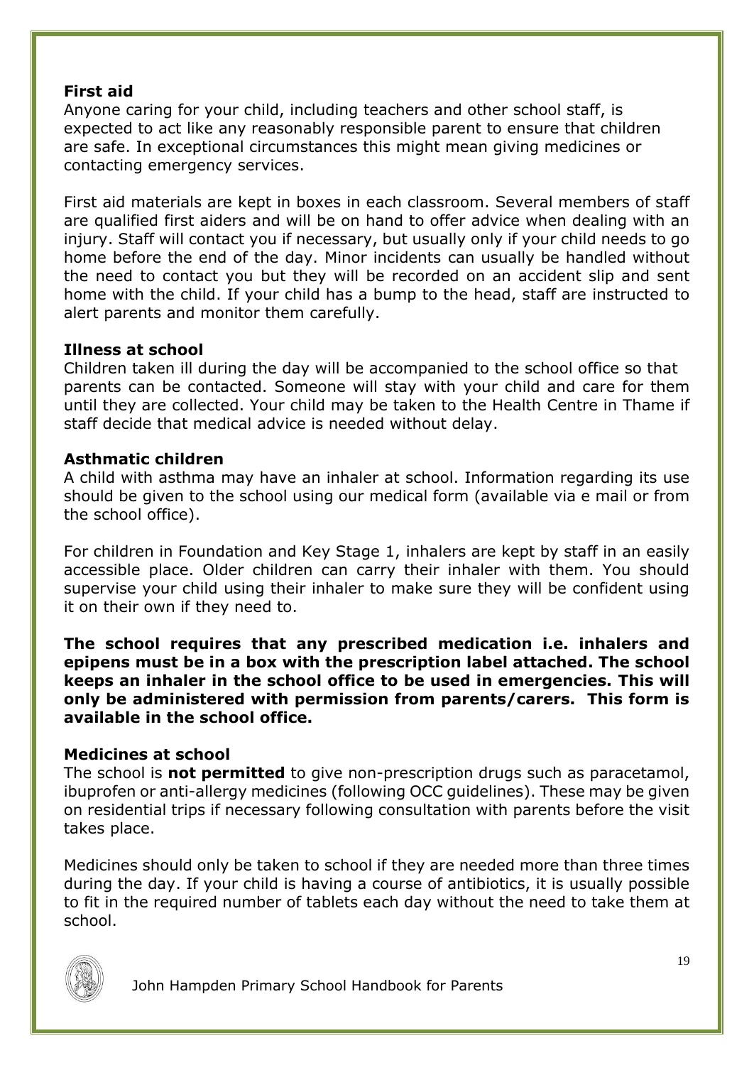**First aid**

Anyone caring for your child, including teachers and other school staff, is expected to act like any reasonably responsible parent to ensure that children are safe. In exceptional circumstances this might mean giving medicines or contacting emergency services.

First aid materials are kept in boxes in each classroom. Several members of staff are qualified first aiders and will be on hand to offer advice when dealing with an injury. Staff will contact you if necessary, but usually only if your child needs to go home before the end of the day. Minor incidents can usually be handled without the need to contact you but they will be recorded on an accident slip and sent home with the child. If your child has a bump to the head, staff are instructed to alert parents and monitor them carefully.

**Illness at school**

Children taken ill during the day will be accompanied to the school office so that parents can be contacted. Someone will stay with your child and care for them until they are collected. Your child may be taken to the Health Centre in Thame if staff decide that medical advice is needed without delay.

**Asthmatic children**

A child with asthma may have an inhaler at school. Information regarding its use should be given to the school using our medical form (available via e mail or from the school office).

For children in Foundation and Key Stage 1, inhalers are kept by staff in an easily accessible place. Older children can carry their inhaler with them. You should supervise your child using their inhaler to make sure they will be confident using it on their own if they need to.

**The school requires that any prescribed medication i.e. inhalers and epipens must be in a box with the prescription label attached. The school keeps an inhaler in the school office to be used in emergencies. This will only be administered with permission from parents/carers. This form is available in the school office.**

**Medicines at school**

The school is **not permitted** to give non-prescription drugs such as paracetamol, ibuprofen or anti-allergy medicines (following OCC guidelines). These may be given on residential trips if necessary following consultation with parents before the visit takes place.

Medicines should only be taken to school if they are needed more than three times during the day. If your child is having a course of antibiotics, it is usually possible to fit in the required number of tablets each day without the need to take them at school.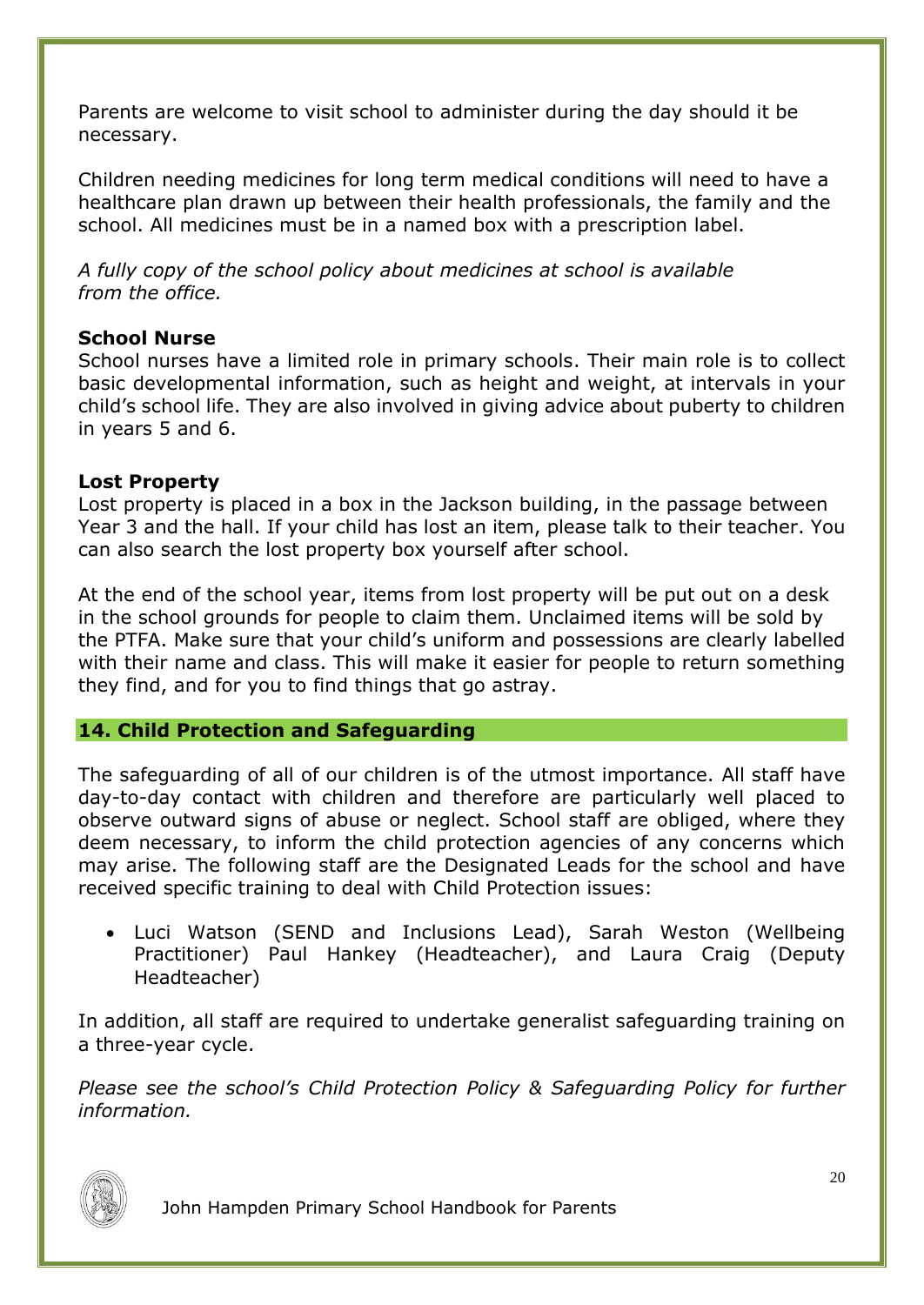Parents are welcome to visit school to administer during the day should it be necessary.

Children needing medicines for long term medical conditions will need to have a healthcare plan drawn up between their health professionals, the family and the school. All medicines must be in a named box with a prescription label.

*A fully copy of the school policy about medicines at school is available from the office.*

**School Nurse**

School nurses have a limited role in primary schools. Their main role is to collect basic developmental information, such as height and weight, at intervals in your child's school life. They are also involved in giving advice about puberty to children in years 5 and 6.

**Lost Property**

Lost property is placed in a box in the Jackson building, in the passage between Year 3 and the hall. If your child has lost an item, please talk to their teacher. You can also search the lost property box yourself after school.

At the end of the school year, items from lost property will be put out on a desk in the school grounds for people to claim them. Unclaimed items will be sold by the PTFA. Make sure that your child's uniform and possessions are clearly labelled with their name and class. This will make it easier for people to return something they find, and for you to find things that go astray.

## 14. Child Protection and Safeguarding

The safeguarding of all of our children is of the utmost importance. All staff have day-to-day contact with children and therefore are particularly well placed to observe outward signs of abuse or neglect. School staff are obliged, where they deem necessary, to inform the child protection agencies of any concerns which may arise. The following staff are the Designated Leads for the school and have received specific training to deal with Child Protection issues:

- Luci Watson (SEND and Inclusions Lead), Sarah Weston (Wellbeing Practitioner) Paul Hankey (Headteacher), and Laura Craig (Deputy Headteacher)

In addition, all staff are required to undertake generalist safeguarding training on a three-year cycle.

*Please see the school's Child Protection Policy & Safeguarding Policy for further information.*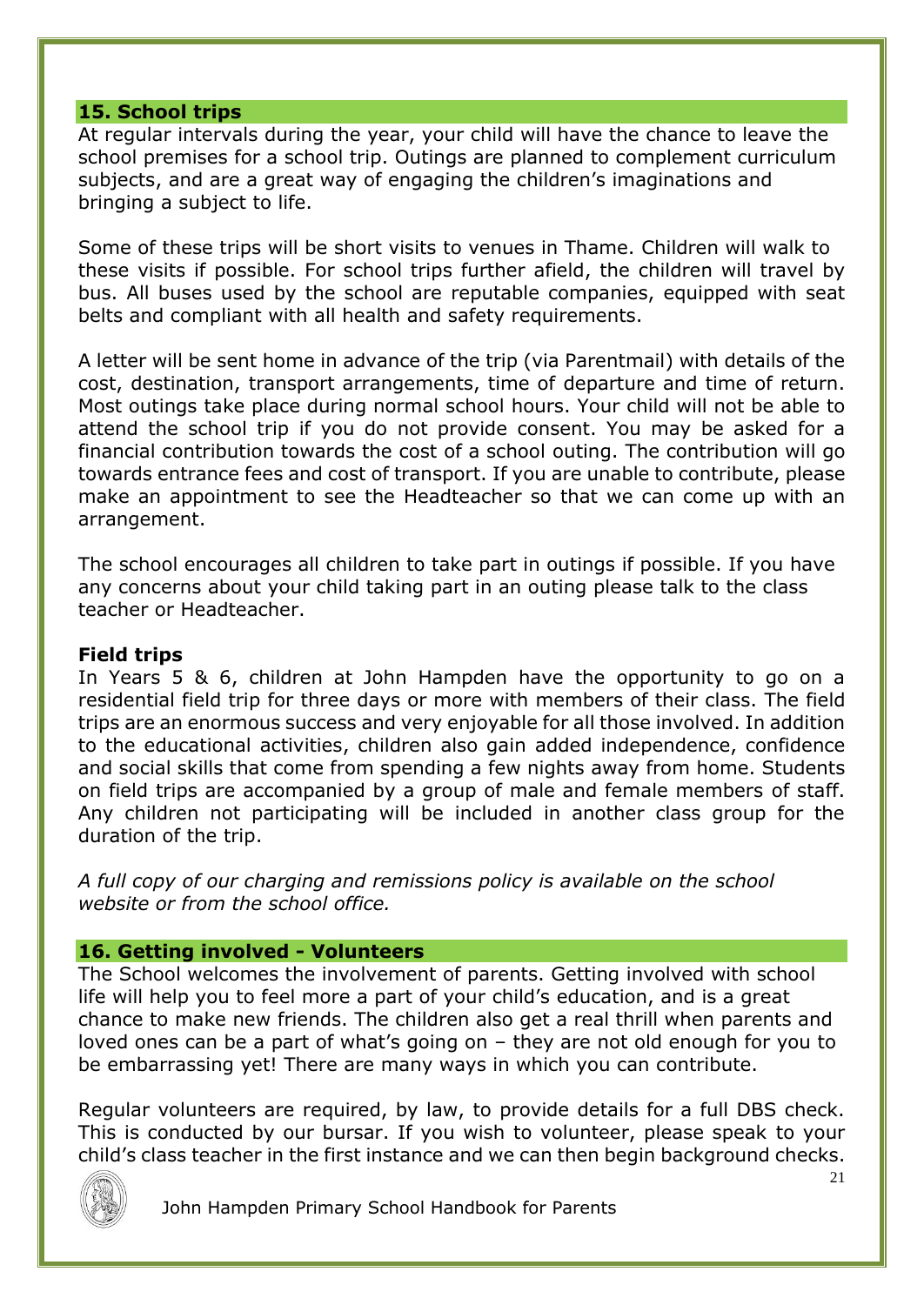## 15. School trips

At regular intervals during the year, your child will have the chance to leave the school premises for a school trip. Outings are planned to complement curriculum subjects, and are a great way of engaging the children's imaginations and bringing a subject to life.

Some of these trips will be short visits to venues in Thame. Children will walk to these visits if possible. For school trips further afield, the children will travel by bus. All buses used by the school are reputable companies, equipped with seat belts and compliant with all health and safety requirements.

A letter will be sent home in advance of the trip (via Parentmail) with details of the cost, destination, transport arrangements, time of departure and time of return. Most outings take place during normal school hours. Your child will not be able to attend the school trip if you do not provide consent. You may be asked for a financial contribution towards the cost of a school outing. The contribution will go towards entrance fees and cost of transport. If you are unable to contribute, please make an appointment to see the Headteacher so that we can come up with an arrangement.

The school encourages all children to take part in outings if possible. If you have any concerns about your child taking part in an outing please talk to the class teacher or Headteacher.

### Field trips

In Years 5 & 6, children at John Hampden have the opportunity to go on a residential field trip for three days or more with members of their class. The field trips are an enormous success and very enjoyable for all those involved. In addition to the educational activities, children also gain added independence, confidence and social skills that come from spending a few nights away from home. Students on field trips are accompanied by a group of male and female members of staff. Any children not participating will be included in another class group for the duration of the trip.

*A full copy of our charging and remissions policy is available on the school website or from the school office.*

## 16. Getting involved - Volunteers

The School welcomes the involvement of parents. Getting involved with school life will help you to feel more a part of your child's education, and is a great chance to make new friends. The children also get a real thrill when parents and loved ones can be a part of what's going on – they are not old enough for you to be embarrassing yet! There are many ways in which you can contribute.

Regular volunteers are required, by law, to provide details for a full DBS check. This is conducted by our bursar. If you wish to volunteer, please speak to your child's class teacher in the first instance and we can then begin background checks.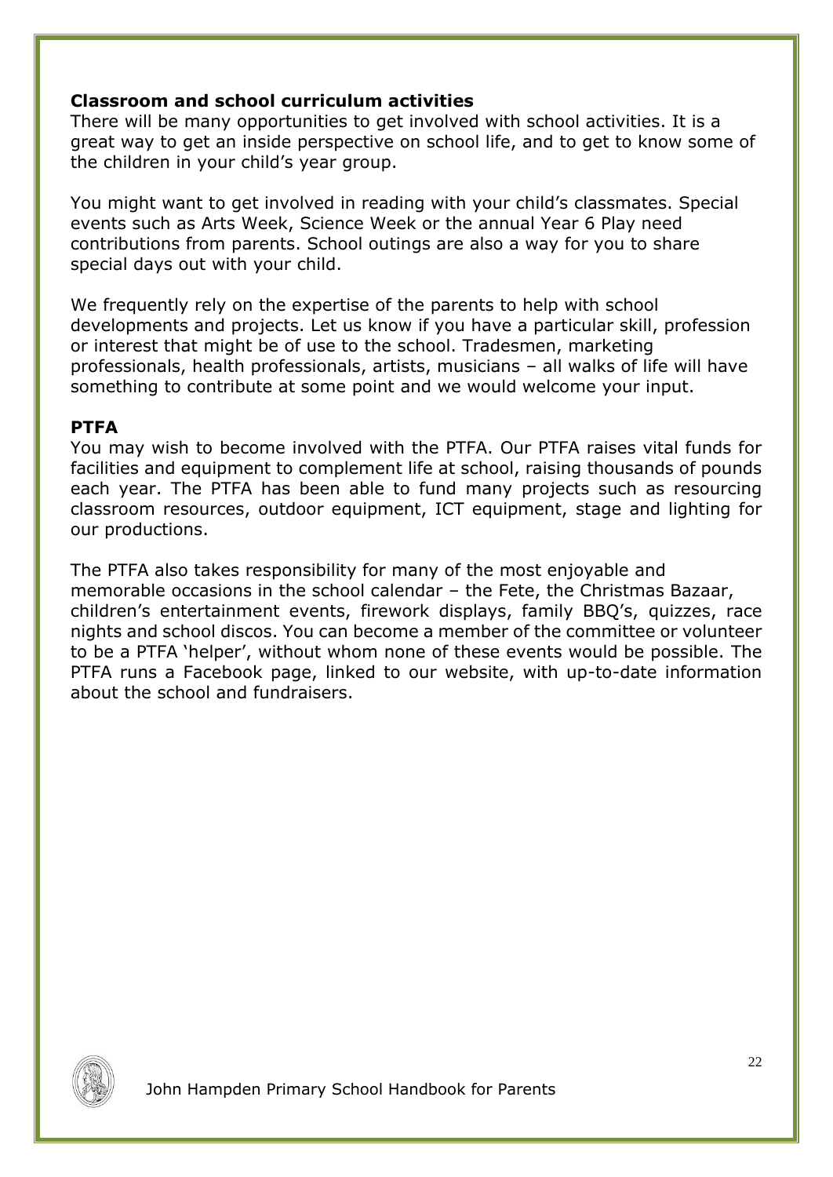**Classroom and school curriculum activities**

There will be many opportunities to get involved with school activities. It is a great way to get an inside perspective on school life, and to get to know some of the children in your child's year group.

You might want to get involved in reading with your child's classmates. Special events such as Arts Week, Science Week or the annual Year 6 Play need contributions from parents. School outings are also a way for you to share special days out with your child.

We frequently rely on the expertise of the parents to help with school developments and projects. Let us know if you have a particular skill, profession or interest that might be of use to the school. Tradesmen, marketing professionals, health professionals, artists, musicians – all walks of life will have something to contribute at some point and we would welcome your input.

**PTFA**

You may wish to become involved with the PTFA. Our PTFA raises vital funds for facilities and equipment to complement life at school, raising thousands of pounds each year. The PTFA has been able to fund many projects such as resourcing classroom resources, outdoor equipment, ICT equipment, stage and lighting for our productions.

The PTFA also takes responsibility for many of the most enjoyable and memorable occasions in the school calendar – the Fete, the Christmas Bazaar, children's entertainment events, firework displays, family BBQ's, quizzes, race nights and school discos. You can become a member of the committee or volunteer to be a PTFA 'helper', without whom none of these events would be possible. The PTFA runs a Facebook page, linked to our website, with up-to-date information about the school and fundraisers.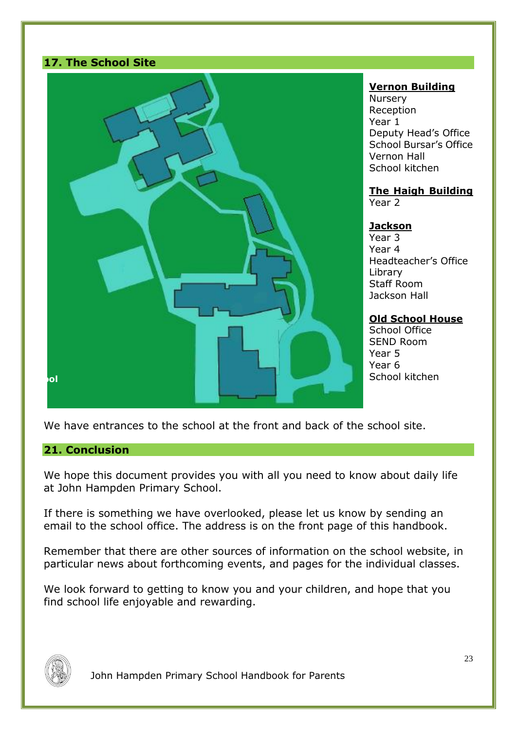## 17. The School Site

**Vernon Building**
Nursery
Reception
Year 1
Deputy Head's Office
School Bursar's Office
Vernon Hall
School kitchen

**The Haigh Building**
Year 2

**Jackson**
Year 3
Year 4
Headteacher's Office
Library
Staff Room
Jackson Hall

**Old School House**
School Office
SEND Room
Year 5
Year 6
School kitchen

We have entrances to the school at the front and back of the school site.

## 21. Conclusion

We hope this document provides you with all you need to know about daily life at John Hampden Primary School.

If there is something we have overlooked, please let us know by sending an email to the school office. The address is on the front page of this handbook.

Remember that there are other sources of information on the school website, in particular news about forthcoming events, and pages for the individual classes.

We look forward to getting to know you and your children, and hope that you find school life enjoyable and rewarding.